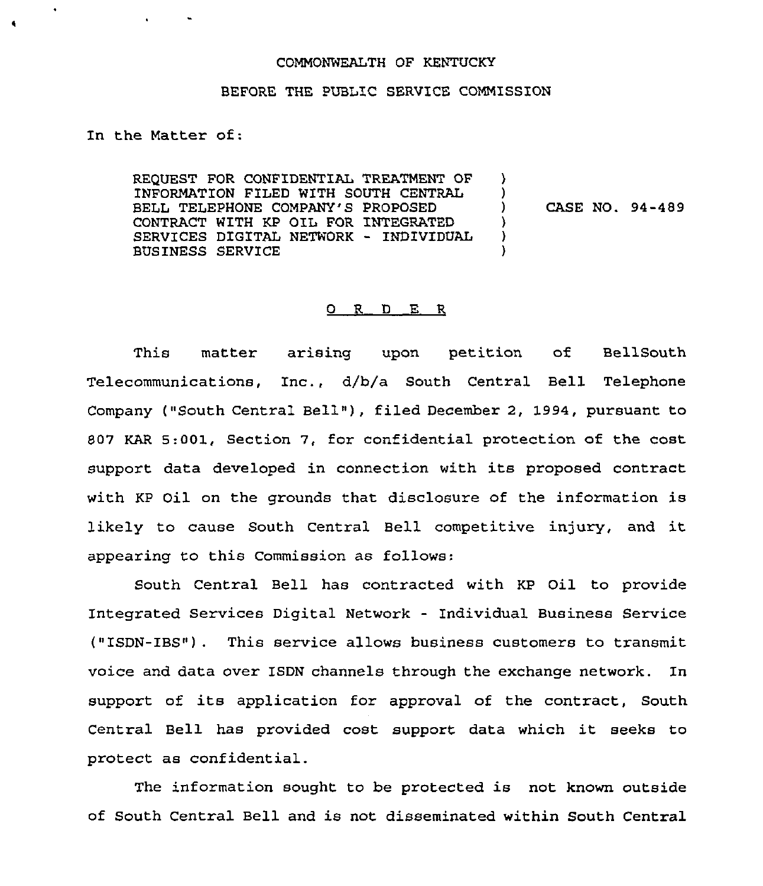COMMONWEALTH OF KENTUCKY

BEFORE THE PUBLIC SERVICE COMMISSION

In the Matter of:

| | | |
|---|---|---|
| REQUEST FOR CONFIDENTIAL TREATMENT OF INFORMATION FILED WITH SOUTH CENTRAL BELL TELEPHONE COMPANY'S PROPOSED CONTRACT WITH KP OIL FOR INTEGRATED SERVICES DIGITAL NETWORK - INDIVIDUAL BUSINESS SERVICE | ) | CASE NO. 94-489 |

## O R D E R

This matter arising upon petition of BellSouth Telecommunications, Inc., d/b/a South Central Bell Telephone Company ("South Central Bell"), filed December 2, 1994, pursuant to 807 KAR 5:001, Section 7, for confidential protection of the cost support data developed in connection with its proposed contract with KP Oil on the grounds that disclosure of the information is likely to cause South Central Bell competitive injury, and it appearing to this Commission as follows:

South Central Bell has contracted with KP Oil to provide Integrated Services Digital Network - Individual Business Service ("ISDN-IBS"). This service allows business customers to transmit voice and data over ISDN channels through the exchange network. In support of its application for approval of the contract, South Central Bell has provided cost support data which it seeks to protect as confidential.

The information sought to be protected is not known outside of South Central Bell and is not disseminated within South Central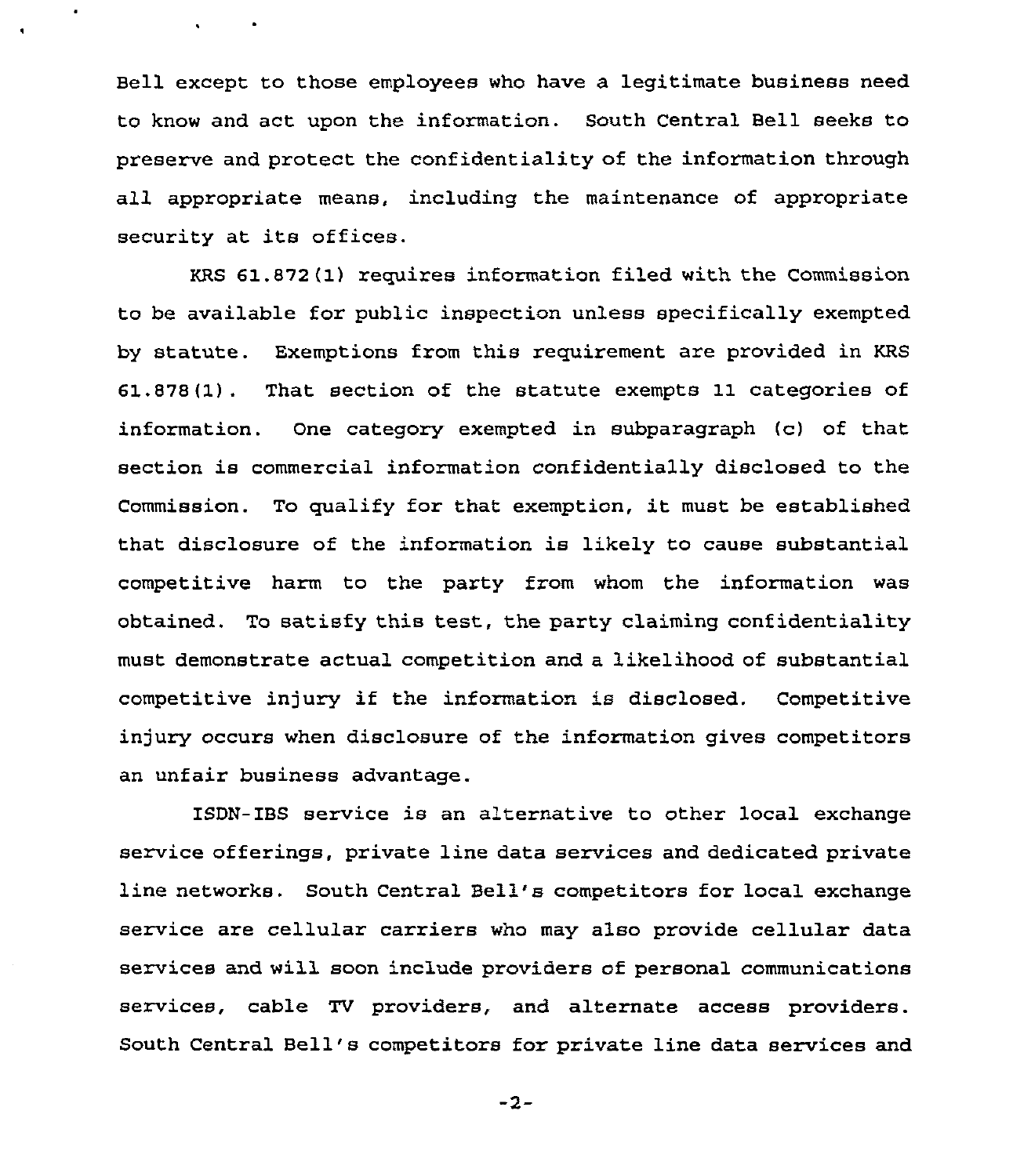Bell except to those employees who have a legitimate business need to know and act upon the information. South Central Bell seeks to preserve and protect the confidentiality of the information through all appropriate means, including the maintenance of appropriate security at its offices.

KRS 61.872(1) requires information filed with the Commission to be available for public inspection unless specifically exempted by statute. Exemptions from this requirement are provided in KRS 61.878(1). That section of the statute exempts 11 categories of information. One category exempted in subparagraph (c) of that section is commercial information confidentially disclosed to the Commission. To qualify for that exemption, it must be established that disclosure of the information is likely to cause substantial competitive harm to the party from whom the information was obtained. To satisfy this test, the party claiming confidentiality must demonstrate actual competition and a likelihood of substantial competitive injury if the information is disclosed. Competitive injury occurs when disclosure of the information gives competitors an unfair business advantage.

ISDN-IBS service is an alternative to other local exchange service offerings, private line data services and dedicated private line networks. South Central Bell's competitors for local exchange service are cellular carriers who may also provide cellular data services and will soon include providers of personal communications services, cable TV providers, and alternate access providers. South Central Bell's competitors for private line data services and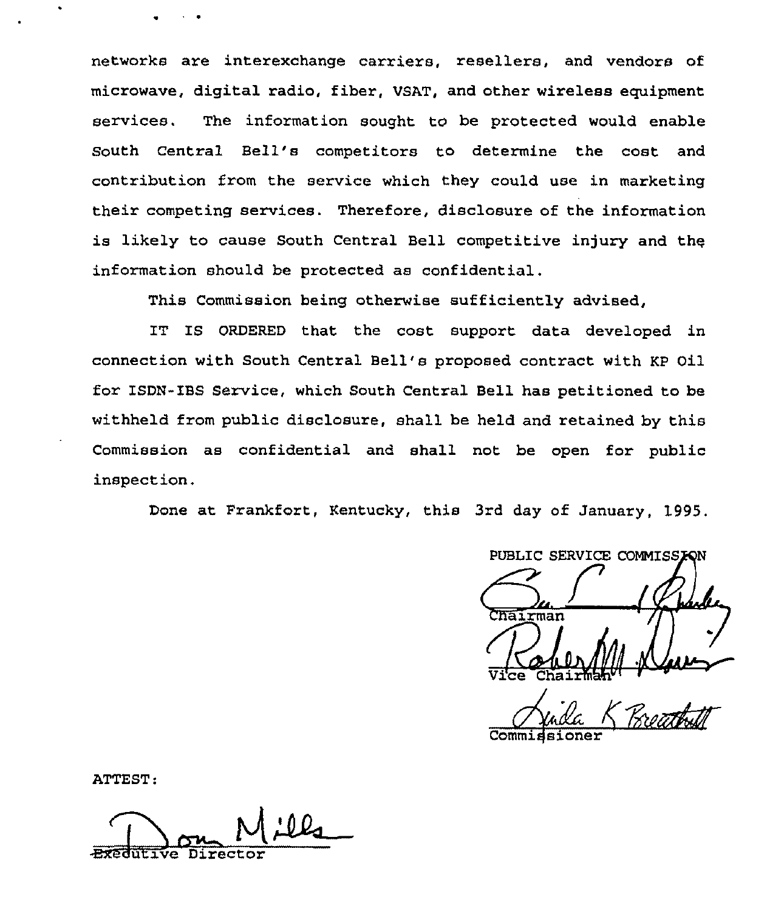networks are interexchange carriers, resellers, and vendors of microwave, digital radio, fiber, VSAT, and other wireless equipment services. The information sought to be protected would enable South Central Bell's competitors to determine the cost and contribution from the service which they could use in marketing their competing services. Therefore, disclosure of the information is likely to cause South Central Bell competitive injury and the information should be protected as confidential.

This Commission being otherwise sufficiently advised,

IT IS ORDERED that the cost support data developed in connection with South Central Bell's proposed contract with KP Oil for ISDN-IBS Service, which South Central Bell has petitioned to be withheld from public disclosure, shall be held and retained by this Commission as confidential and shall not be open for public inspection.

Done at Frankfort, Kentucky, this 3rd day of January, 1995.

PUBLIC SERVICE COMMISSION

Chairman

Vice Chairman

Commissioner

ATTEST:

Executive Director